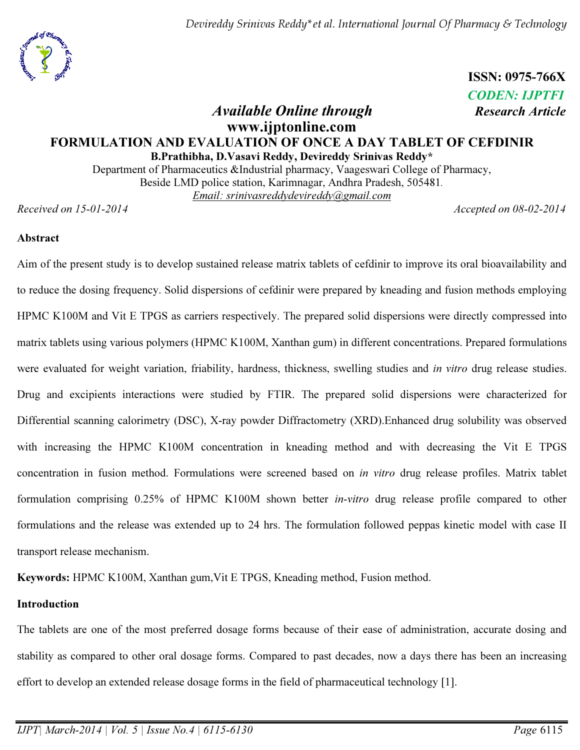ISSN: 0975-766X

*CODEN: IJPTFI*

*Available Online through* ***Research Article***

**www.ijptonline.com**

# FORMULATION AND EVALUATION OF ONCE A DAY TABLET OF CEFDINIR

**B.Prathibha, D.Vasavi Reddy, Devireddy Srinivas Reddy***

Department of Pharmaceutics &Industrial pharmacy, Vaageswari College of Pharmacy,
Beside LMD police station, Karimnagar, Andhra Pradesh, 505481.
Email: srinivasreddydevireddy@gmail.com

*Received on 15-01-2014* *Accepted on 08-02-2014*

## Abstract

Aim of the present study is to develop sustained release matrix tablets of cefdinir to improve its oral bioavailability and to reduce the dosing frequency. Solid dispersions of cefdinir were prepared by kneading and fusion methods employing HPMC K100M and Vit E TPGS as carriers respectively. The prepared solid dispersions were directly compressed into matrix tablets using various polymers (HPMC K100M, Xanthan gum) in different concentrations. Prepared formulations were evaluated for weight variation, friability, hardness, thickness, swelling studies and *in vitro* drug release studies. Drug and excipients interactions were studied by FTIR. The prepared solid dispersions were characterized for Differential scanning calorimetry (DSC), X-ray powder Diffractometry (XRD).Enhanced drug solubility was observed with increasing the HPMC K100M concentration in kneading method and with decreasing the Vit E TPGS concentration in fusion method. Formulations were screened based on *in vitro* drug release profiles. Matrix tablet formulation comprising 0.25% of HPMC K100M shown better *in-vitro* drug release profile compared to other formulations and the release was extended up to 24 hrs. The formulation followed peppas kinetic model with case II transport release mechanism.

**Keywords:** HPMC K100M, Xanthan gum,Vit E TPGS, Kneading method, Fusion method.

## Introduction

The tablets are one of the most preferred dosage forms because of their ease of administration, accurate dosing and stability as compared to other oral dosage forms. Compared to past decades, now a days there has been an increasing effort to develop an extended release dosage forms in the field of pharmaceutical technology [1].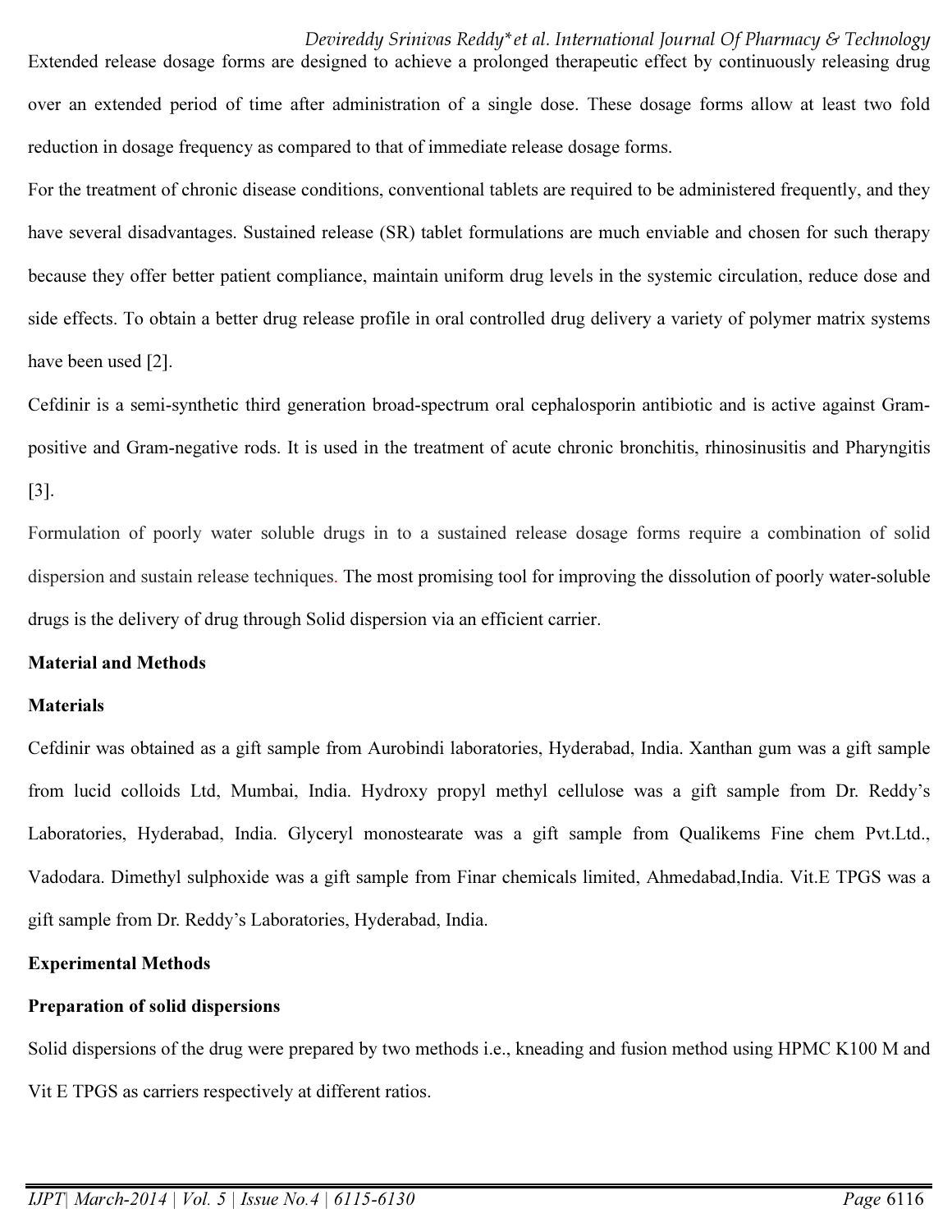Extended release dosage forms are designed to achieve a prolonged therapeutic effect by continuously releasing drug over an extended period of time after administration of a single dose. These dosage forms allow at least two fold reduction in dosage frequency as compared to that of immediate release dosage forms.

For the treatment of chronic disease conditions, conventional tablets are required to be administered frequently, and they have several disadvantages. Sustained release (SR) tablet formulations are much enviable and chosen for such therapy because they offer better patient compliance, maintain uniform drug levels in the systemic circulation, reduce dose and side effects. To obtain a better drug release profile in oral controlled drug delivery a variety of polymer matrix systems have been used [2].

Cefdinir is a semi-synthetic third generation broad-spectrum oral cephalosporin antibiotic and is active against Gram-positive and Gram-negative rods. It is used in the treatment of acute chronic bronchitis, rhinosinusitis and Pharyngitis [3].

Formulation of poorly water soluble drugs in to a sustained release dosage forms require a combination of solid dispersion and sustain release techniques. The most promising tool for improving the dissolution of poorly water-soluble drugs is the delivery of drug through Solid dispersion via an efficient carrier.

## Material and Methods

### Materials

Cefdinir was obtained as a gift sample from Aurobindi laboratories, Hyderabad, India. Xanthan gum was a gift sample from lucid colloids Ltd, Mumbai, India. Hydroxy propyl methyl cellulose was a gift sample from Dr. Reddy's Laboratories, Hyderabad, India. Glyceryl monostearate was a gift sample from Qualikems Fine chem Pvt.Ltd., Vadodara. Dimethyl sulphoxide was a gift sample from Finar chemicals limited, Ahmedabad,India. Vit.E TPGS was a gift sample from Dr. Reddy's Laboratories, Hyderabad, India.

### Experimental Methods

### Preparation of solid dispersions

Solid dispersions of the drug were prepared by two methods i.e., kneading and fusion method using HPMC K100 M and Vit E TPGS as carriers respectively at different ratios.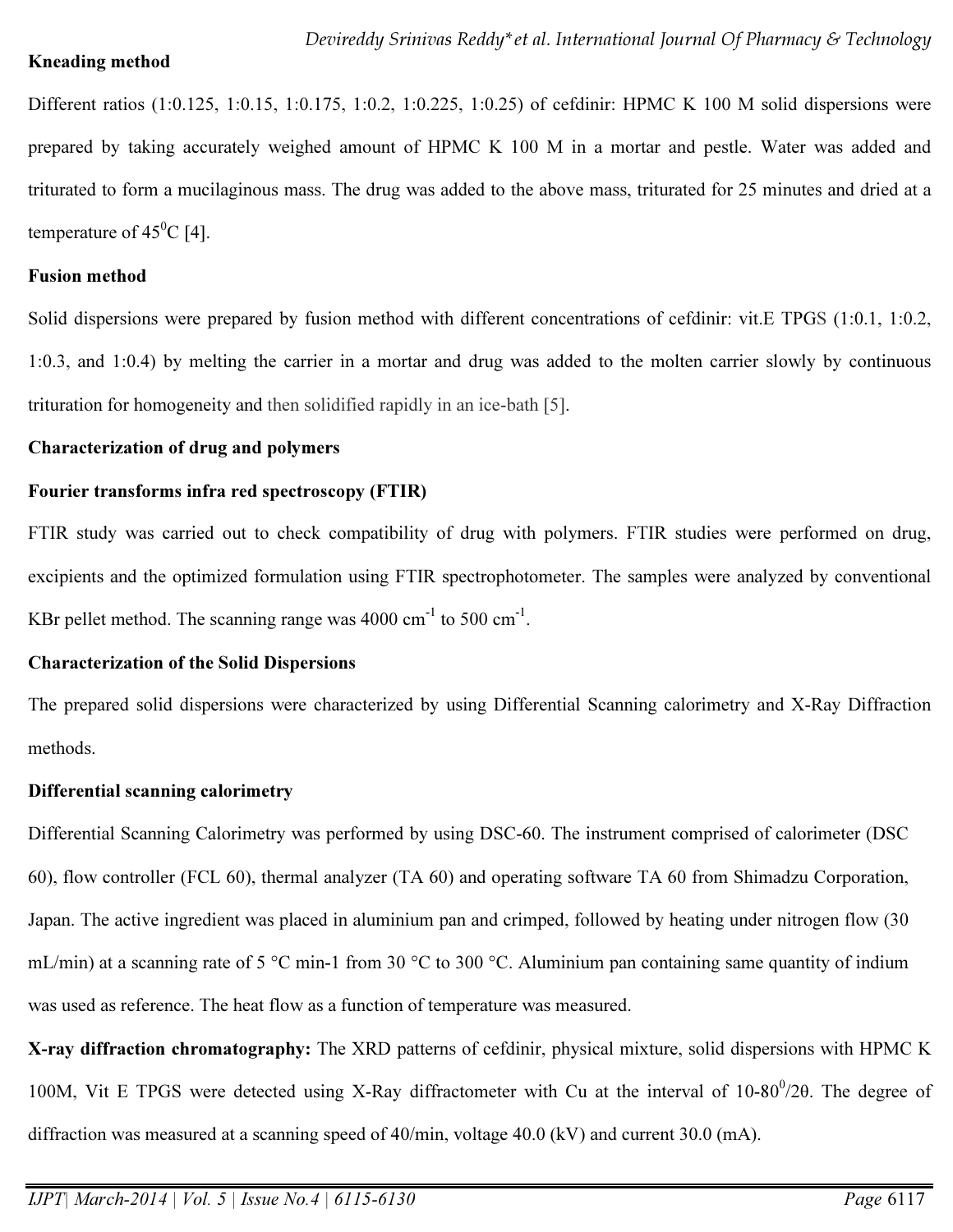### Kneading method

Different ratios (1:0.125, 1:0.15, 1:0.175, 1:0.2, 1:0.225, 1:0.25) of cefdinir: HPMC K 100 M solid dispersions were prepared by taking accurately weighed amount of HPMC K 100 M in a mortar and pestle. Water was added and triturated to form a mucilaginous mass. The drug was added to the above mass, triturated for 25 minutes and dried at a temperature of $45^0$C [4].

### Fusion method

Solid dispersions were prepared by fusion method with different concentrations of cefdinir: vit.E TPGS (1:0.1, 1:0.2, 1:0.3, and 1:0.4) by melting the carrier in a mortar and drug was added to the molten carrier slowly by continuous trituration for homogeneity and then solidified rapidly in an ice-bath [5].

## Characterization of drug and polymers

### Fourier transforms infra red spectroscopy (FTIR)

FTIR study was carried out to check compatibility of drug with polymers. FTIR studies were performed on drug, excipients and the optimized formulation using FTIR spectrophotometer. The samples were analyzed by conventional KBr pellet method. The scanning range was 4000 $cm^{-1}$ to 500 $cm^{-1}$.

## Characterization of the Solid Dispersions

The prepared solid dispersions were characterized by using Differential Scanning calorimetry and X-Ray Diffraction methods.

### Differential scanning calorimetry

Differential Scanning Calorimetry was performed by using DSC-60. The instrument comprised of calorimeter (DSC 60), flow controller (FCL 60), thermal analyzer (TA 60) and operating software TA 60 from Shimadzu Corporation, Japan. The active ingredient was placed in aluminium pan and crimped, followed by heating under nitrogen flow (30 mL/min) at a scanning rate of 5 °C min-1 from 30 °C to 300 °C. Aluminium pan containing same quantity of indium was used as reference. The heat flow as a function of temperature was measured.

**X-ray diffraction chromatography:** The XRD patterns of cefdinir, physical mixture, solid dispersions with HPMC K 100M, Vit E TPGS were detected using X-Ray diffractometer with Cu at the interval of $10\text{-}80^0/2\theta$. The degree of diffraction was measured at a scanning speed of 40/min, voltage 40.0 (kV) and current 30.0 (mA).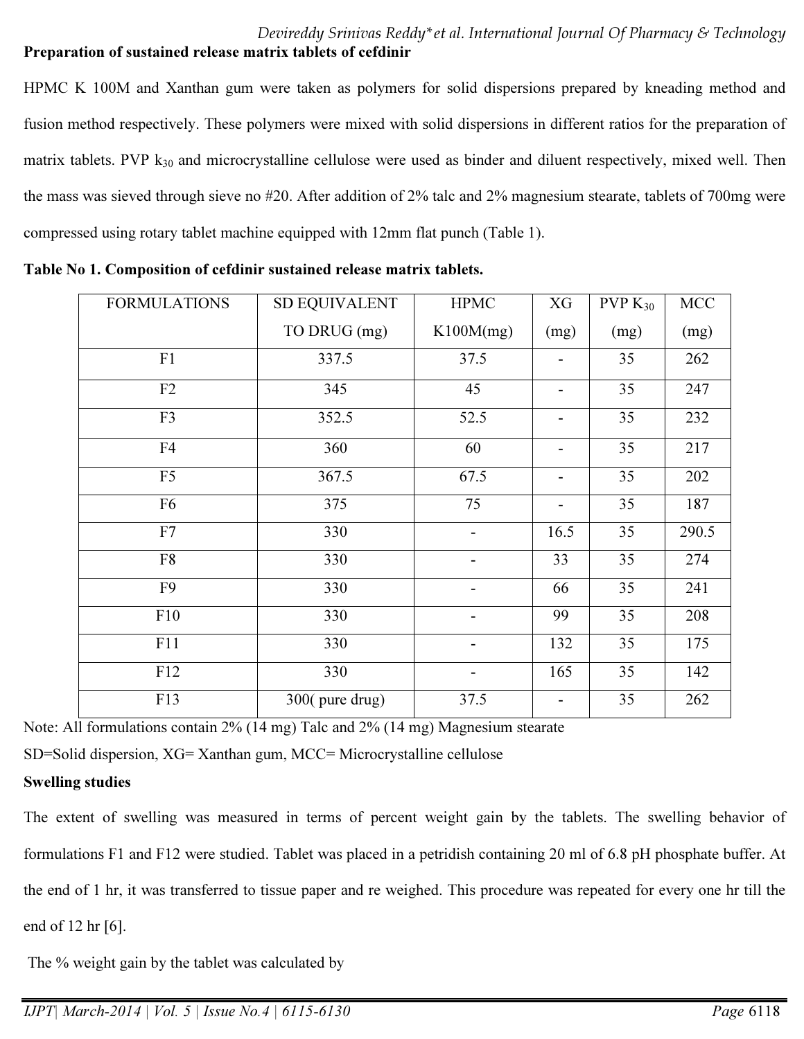**Preparation of sustained release matrix tablets of cefdinir**

HPMC K 100M and Xanthan gum were taken as polymers for solid dispersions prepared by kneading method and fusion method respectively. These polymers were mixed with solid dispersions in different ratios for the preparation of matrix tablets. PVP $k_{30}$ and microcrystalline cellulose were used as binder and diluent respectively, mixed well. Then the mass was sieved through sieve no #20. After addition of 2% talc and 2% magnesium stearate, tablets of 700mg were compressed using rotary tablet machine equipped with 12mm flat punch (Table 1).

**Table No 1. Composition of cefdinir sustained release matrix tablets.**

| FORMULATIONS | SD EQUIVALENT TO DRUG (mg) | HPMC K100M(mg) | XG (mg) | PVP $K_{30}$ (mg) | MCC (mg) |
|---|---|---|---|---|---|
| F1 | 337.5 | 37.5 | - | 35 | 262 |
| F2 | 345 | 45 | - | 35 | 247 |
| F3 | 352.5 | 52.5 | - | 35 | 232 |
| F4 | 360 | 60 | - | 35 | 217 |
| F5 | 367.5 | 67.5 | - | 35 | 202 |
| F6 | 375 | 75 | - | 35 | 187 |
| F7 | 330 | - | 16.5 | 35 | 290.5 |
| F8 | 330 | - | 33 | 35 | 274 |
| F9 | 330 | - | 66 | 35 | 241 |
| F10 | 330 | - | 99 | 35 | 208 |
| F11 | 330 | - | 132 | 35 | 175 |
| F12 | 330 | - | 165 | 35 | 142 |
| F13 | 300( pure drug) | 37.5 | - | 35 | 262 |

Note: All formulations contain 2% (14 mg) Talc and 2% (14 mg) Magnesium stearate

SD=Solid dispersion, XG= Xanthan gum, MCC= Microcrystalline cellulose

**Swelling studies**

The extent of swelling was measured in terms of percent weight gain by the tablets. The swelling behavior of formulations F1 and F12 were studied. Tablet was placed in a petridish containing 20 ml of 6.8 pH phosphate buffer. At the end of 1 hr, it was transferred to tissue paper and re weighed. This procedure was repeated for every one hr till the end of 12 hr [6].

The % weight gain by the tablet was calculated by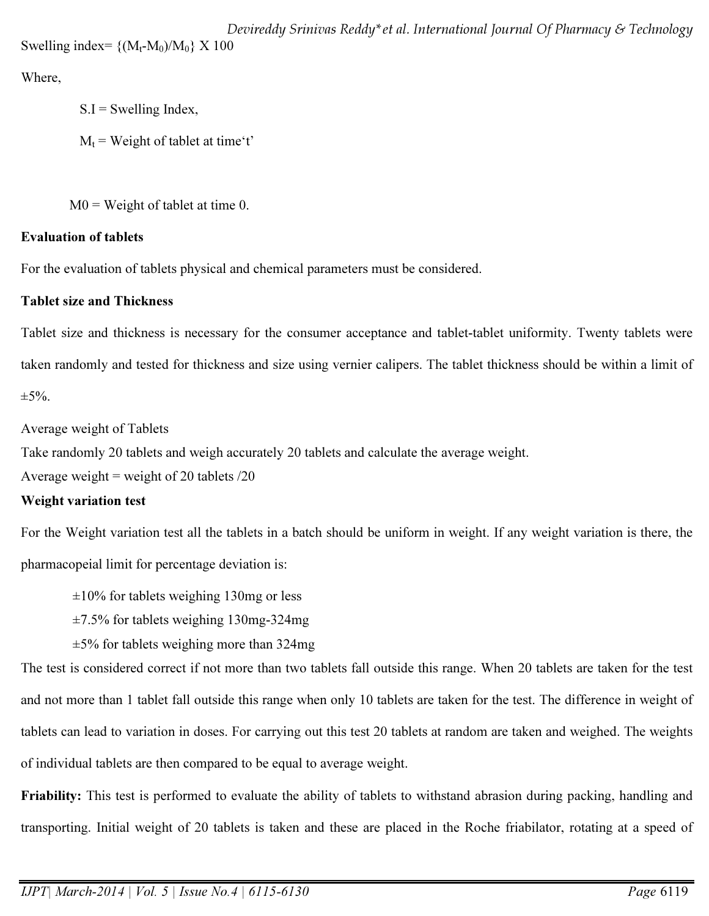Swelling index= $\{(M_t-M_0)/M_0\}$ X 100

Where,

S.I = Swelling Index,

$M_t$ = Weight of tablet at time'$t$'

M0 = Weight of tablet at time 0.

**Evaluation of tablets**

For the evaluation of tablets physical and chemical parameters must be considered.

**Tablet size and Thickness**

Tablet size and thickness is necessary for the consumer acceptance and tablet-tablet uniformity. Twenty tablets were taken randomly and tested for thickness and size using vernier calipers. The tablet thickness should be within a limit of ±5%.

Average weight of Tablets

Take randomly 20 tablets and weigh accurately 20 tablets and calculate the average weight.

Average weight = weight of 20 tablets /20

**Weight variation test**

For the Weight variation test all the tablets in a batch should be uniform in weight. If any weight variation is there, the pharmacopeial limit for percentage deviation is:

±10% for tablets weighing 130mg or less

±7.5% for tablets weighing 130mg-324mg

±5% for tablets weighing more than 324mg

The test is considered correct if not more than two tablets fall outside this range. When 20 tablets are taken for the test and not more than 1 tablet fall outside this range when only 10 tablets are taken for the test. The difference in weight of tablets can lead to variation in doses. For carrying out this test 20 tablets at random are taken and weighed. The weights of individual tablets are then compared to be equal to average weight.

**Friability:** This test is performed to evaluate the ability of tablets to withstand abrasion during packing, handling and transporting. Initial weight of 20 tablets is taken and these are placed in the Roche friabilator, rotating at a speed of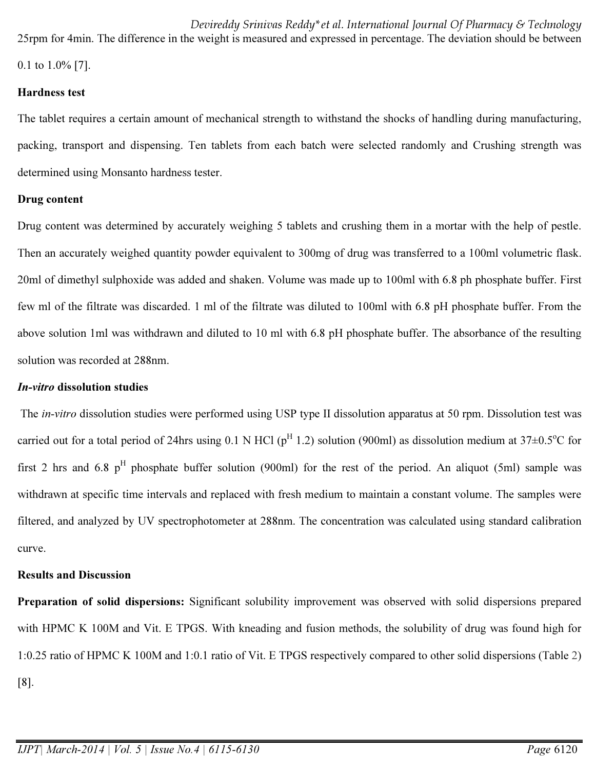25rpm for 4min. The difference in the weight is measured and expressed in percentage. The deviation should be between 0.1 to 1.0% [7].

**Hardness test**

The tablet requires a certain amount of mechanical strength to withstand the shocks of handling during manufacturing, packing, transport and dispensing. Ten tablets from each batch were selected randomly and Crushing strength was determined using Monsanto hardness tester.

**Drug content**

Drug content was determined by accurately weighing 5 tablets and crushing them in a mortar with the help of pestle. Then an accurately weighed quantity powder equivalent to 300mg of drug was transferred to a 100ml volumetric flask. 20ml of dimethyl sulphoxide was added and shaken. Volume was made up to 100ml with 6.8 ph phosphate buffer. First few ml of the filtrate was discarded. 1 ml of the filtrate was diluted to 100ml with 6.8 pH phosphate buffer. From the above solution 1ml was withdrawn and diluted to 10 ml with 6.8 pH phosphate buffer. The absorbance of the resulting solution was recorded at 288nm.

***In-vitro* dissolution studies**

The *in-vitro* dissolution studies were performed using USP type II dissolution apparatus at 50 rpm. Dissolution test was carried out for a total period of 24hrs using 0.1 N HCl ($p^H$ 1.2) solution (900ml) as dissolution medium at $37 \pm 0.5^oC$ for first 2 hrs and 6.8 $p^H$ phosphate buffer solution (900ml) for the rest of the period. An aliquot (5ml) sample was withdrawn at specific time intervals and replaced with fresh medium to maintain a constant volume. The samples were filtered, and analyzed by UV spectrophotometer at 288nm. The concentration was calculated using standard calibration curve.

**Results and Discussion**

**Preparation of solid dispersions:** Significant solubility improvement was observed with solid dispersions prepared with HPMC K 100M and Vit. E TPGS. With kneading and fusion methods, the solubility of drug was found high for 1:0.25 ratio of HPMC K 100M and 1:0.1 ratio of Vit. E TPGS respectively compared to other solid dispersions (Table 2) [8].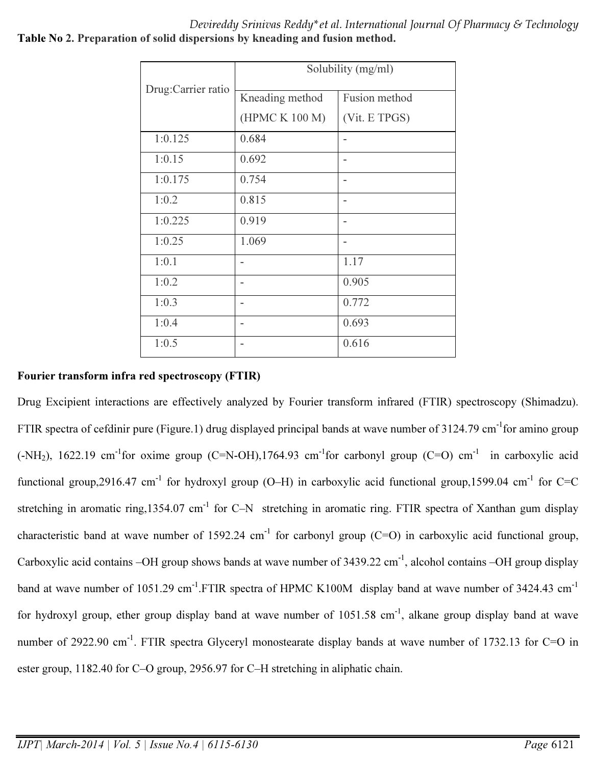**Table No 2. Preparation of solid dispersions by kneading and fusion method.**

| Drug:Carrier ratio | Solubility (mg/ml) | |
|---|---|---|
| | Kneading method (HPMC K 100 M) | Fusion method (Vit. E TPGS) |
| 1:0.125 | 0.684 | - |
| 1:0.15 | 0.692 | - |
| 1:0.175 | 0.754 | - |
| 1:0.2 | 0.815 | - |
| 1:0.225 | 0.919 | - |
| 1:0.25 | 1.069 | - |
| 1:0.1 | - | 1.17 |
| 1:0.2 | - | 0.905 |
| 1:0.3 | - | 0.772 |
| 1:0.4 | - | 0.693 |
| 1:0.5 | - | 0.616 |

**Fourier transform infra red spectroscopy (FTIR)**

Drug Excipient interactions are effectively analyzed by Fourier transform infrared (FTIR) spectroscopy (Shimadzu). FTIR spectra of cefdinir pure (Figure.1) drug displayed principal bands at wave number of 3124.79 $cm^{-1}$for amino group ($-NH_2$), 1622.19 $cm^{-1}$for oxime group (C=N-OH),1764.93 $cm^{-1}$for carbonyl group (C=O) $cm^{-1}$ in carboxylic acid functional group,2916.47 $cm^{-1}$ for hydroxyl group (O–H) in carboxylic acid functional group,1599.04 $cm^{-1}$ for C=C stretching in aromatic ring,1354.07 $cm^{-1}$ for C–N stretching in aromatic ring. FTIR spectra of Xanthan gum display characteristic band at wave number of 1592.24 $cm^{-1}$ for carbonyl group (C=O) in carboxylic acid functional group, Carboxylic acid contains –OH group shows bands at wave number of 3439.22 $cm^{-1}$, alcohol contains –OH group display band at wave number of 1051.29 $cm^{-1}$.FTIR spectra of HPMC K100M display band at wave number of 3424.43 $cm^{-1}$ for hydroxyl group, ether group display band at wave number of 1051.58 $cm^{-1}$, alkane group display band at wave number of 2922.90 $cm^{-1}$. FTIR spectra Glyceryl monostearate display bands at wave number of 1732.13 for C=O in ester group, 1182.40 for C–O group, 2956.97 for C–H stretching in aliphatic chain.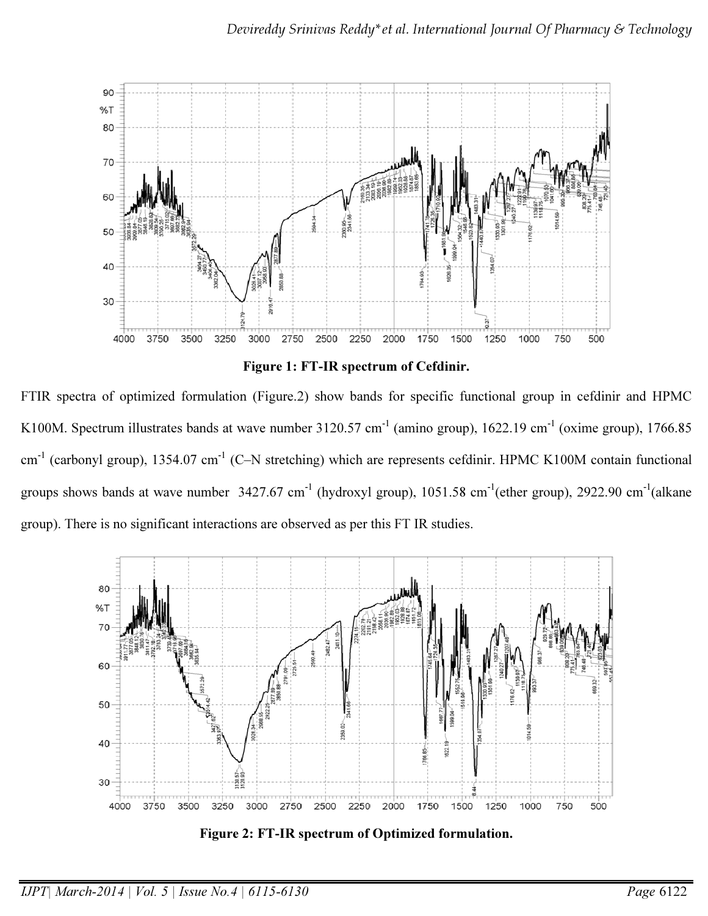**Figure 1: FT-IR spectrum of Cefdinir.**

FTIR spectra of optimized formulation (Figure.2) show bands for specific functional group in cefdinir and HPMC K100M. Spectrum illustrates bands at wave number 3120.57 cm$^{-1}$ (amino group), 1622.19 cm$^{-1}$ (oxime group), 1766.85 cm$^{-1}$ (carbonyl group), 1354.07 cm$^{-1}$ (C–N stretching) which are represents cefdinir. HPMC K100M contain functional groups shows bands at wave number 3427.67 cm$^{-1}$ (hydroxyl group), 1051.58 cm$^{-1}$(ether group), 2922.90 cm$^{-1}$(alkane group). There is no significant interactions are observed as per this FT IR studies.

**Figure 2: FT-IR spectrum of Optimized formulation.**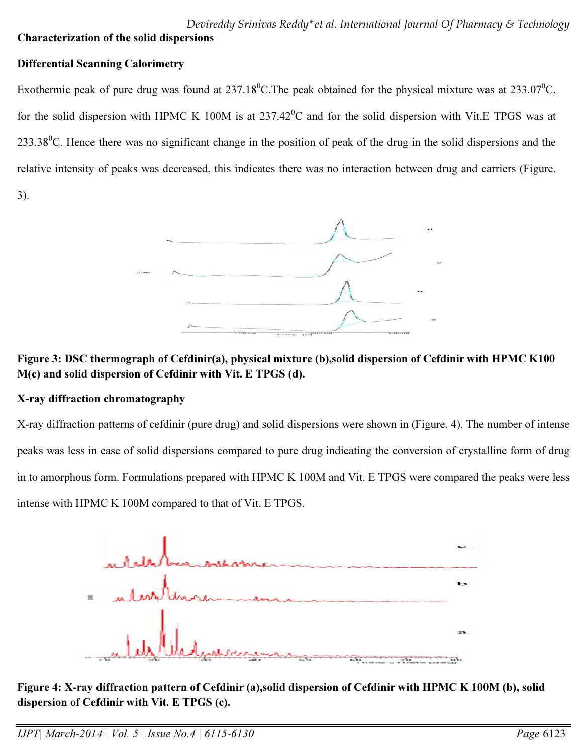**Characterization of the solid dispersions**

**Differential Scanning Calorimetry**

Exothermic peak of pure drug was found at 237.18$^0$C.The peak obtained for the physical mixture was at 233.07$^0$C, for the solid dispersion with HPMC K 100M is at 237.42$^0$C and for the solid dispersion with Vit.E TPGS was at 233.38$^0$C. Hence there was no significant change in the position of peak of the drug in the solid dispersions and the relative intensity of peaks was decreased, this indicates there was no interaction between drug and carriers (Figure. 3).

**Figure 3: DSC thermograph of Cefdinir(a), physical mixture (b),solid dispersion of Cefdinir with HPMC K100 M(c) and solid dispersion of Cefdinir with Vit. E TPGS (d).**

**X-ray diffraction chromatography**

X-ray diffraction patterns of cefdinir (pure drug) and solid dispersions were shown in (Figure. 4). The number of intense peaks was less in case of solid dispersions compared to pure drug indicating the conversion of crystalline form of drug in to amorphous form. Formulations prepared with HPMC K 100M and Vit. E TPGS were compared the peaks were less intense with HPMC K 100M compared to that of Vit. E TPGS.

**Figure 4: X-ray diffraction pattern of Cefdinir (a),solid dispersion of Cefdinir with HPMC K 100M (b), solid dispersion of Cefdinir with Vit. E TPGS (c).**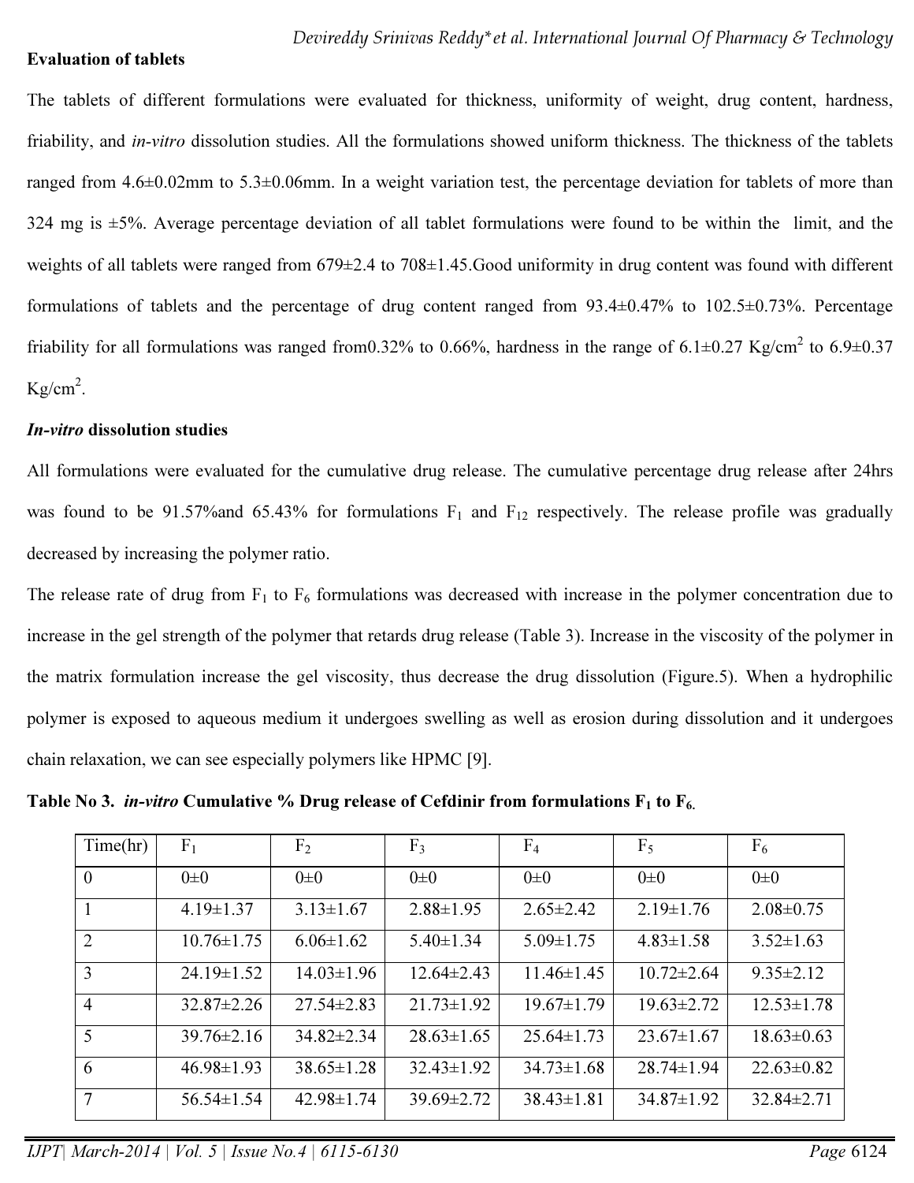**Evaluation of tablets**

The tablets of different formulations were evaluated for thickness, uniformity of weight, drug content, hardness, friability, and *in-vitro* dissolution studies. All the formulations showed uniform thickness. The thickness of the tablets ranged from 4.6±0.02mm to 5.3±0.06mm. In a weight variation test, the percentage deviation for tablets of more than 324 mg is ±5%. Average percentage deviation of all tablet formulations were found to be within the limit, and the weights of all tablets were ranged from 679±2.4 to 708±1.45.Good uniformity in drug content was found with different formulations of tablets and the percentage of drug content ranged from 93.4±0.47% to 102.5±0.73%. Percentage friability for all formulations was ranged from0.32% to 0.66%, hardness in the range of 6.1±0.27 Kg/cm$^2$ to 6.9±0.37 Kg/cm$^2$.

***In-vitro* dissolution studies**

All formulations were evaluated for the cumulative drug release. The cumulative percentage drug release after 24hrs was found to be 91.57%and 65.43% for formulations $F_1$ and $F_{12}$ respectively. The release profile was gradually decreased by increasing the polymer ratio.

The release rate of drug from $F_1$ to $F_6$ formulations was decreased with increase in the polymer concentration due to increase in the gel strength of the polymer that retards drug release (Table 3). Increase in the viscosity of the polymer in the matrix formulation increase the gel viscosity, thus decrease the drug dissolution (Figure.5). When a hydrophilic polymer is exposed to aqueous medium it undergoes swelling as well as erosion during dissolution and it undergoes chain relaxation, we can see especially polymers like HPMC [9].

**Table No 3. *in-vitro* Cumulative % Drug release of Cefdinir from formulations $F_1$ to $F_6$.**

| Time(hr) | $F_1$ | $F_2$ | $F_3$ | $F_4$ | $F_5$ | $F_6$ |
|---|---|---|---|---|---|---|
| 0 | 0±0 | 0±0 | 0±0 | 0±0 | 0±0 | 0±0 |
| 1 | 4.19±1.37 | 3.13±1.67 | 2.88±1.95 | 2.65±2.42 | 2.19±1.76 | 2.08±0.75 |
| 2 | 10.76±1.75 | 6.06±1.62 | 5.40±1.34 | 5.09±1.75 | 4.83±1.58 | 3.52±1.63 |
| 3 | 24.19±1.52 | 14.03±1.96 | 12.64±2.43 | 11.46±1.45 | 10.72±2.64 | 9.35±2.12 |
| 4 | 32.87±2.26 | 27.54±2.83 | 21.73±1.92 | 19.67±1.79 | 19.63±2.72 | 12.53±1.78 |
| 5 | 39.76±2.16 | 34.82±2.34 | 28.63±1.65 | 25.64±1.73 | 23.67±1.67 | 18.63±0.63 |
| 6 | 46.98±1.93 | 38.65±1.28 | 32.43±1.92 | 34.73±1.68 | 28.74±1.94 | 22.63±0.82 |
| 7 | 56.54±1.54 | 42.98±1.74 | 39.69±2.72 | 38.43±1.81 | 34.87±1.92 | 32.84±2.71 |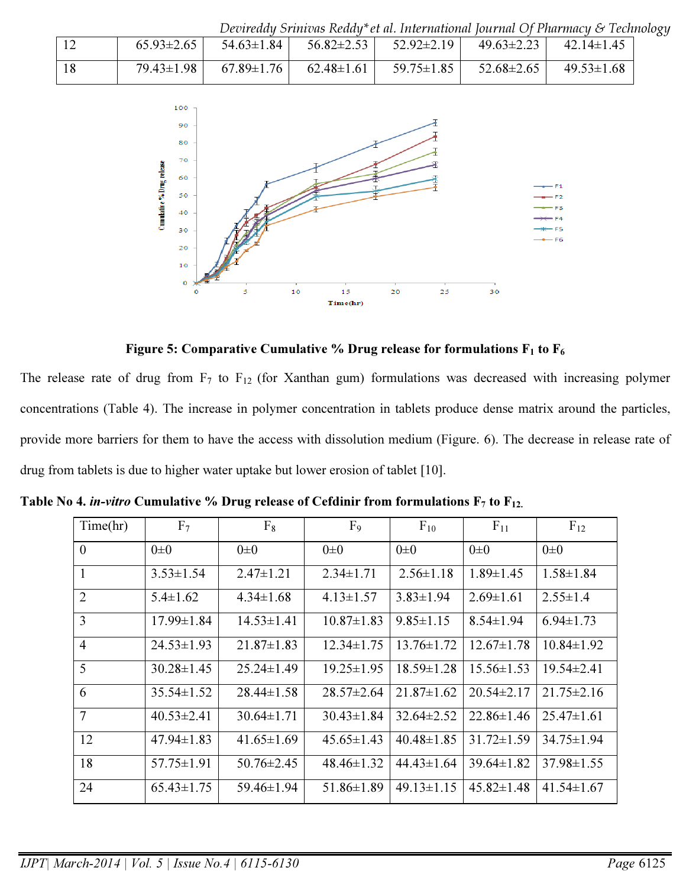| 12 | 65.93±2.65 | 54.63±1.84 | 56.82±2.53 | 52.92±2.19 | 49.63±2.23 | 42.14±1.45 |
|---|---|---|---|---|---|---|
| 18 | 79.43±1.98 | 67.89±1.76 | 62.48±1.61 | 59.75±1.85 | 52.68±2.65 | 49.53±1.68 |

**Figure 5: Comparative Cumulative % Drug release for formulations $F_1$ to $F_6$**

The release rate of drug from $F_7$ to $F_{12}$ (for Xanthan gum) formulations was decreased with increasing polymer concentrations (Table 4). The increase in polymer concentration in tablets produce dense matrix around the particles, provide more barriers for them to have the access with dissolution medium (Figure. 6). The decrease in release rate of drug from tablets is due to higher water uptake but lower erosion of tablet [10].

**Table No 4. *in-vitro* Cumulative % Drug release of Cefdinir from formulations $F_7$ to $F_{12}$.**

| Time(hr) | $F_7$ | $F_8$ | $F_9$ | $F_{10}$ | $F_{11}$ | $F_{12}$ |
|---|---|---|---|---|---|---|
| 0 | 0±0 | 0±0 | 0±0 | 0±0 | 0±0 | 0±0 |
| 1 | 3.53±1.54 | 2.47±1.21 | 2.34±1.71 | 2.56±1.18 | 1.89±1.45 | 1.58±1.84 |
| 2 | 5.4±1.62 | 4.34±1.68 | 4.13±1.57 | 3.83±1.94 | 2.69±1.61 | 2.55±1.4 |
| 3 | 17.99±1.84 | 14.53±1.41 | 10.87±1.83 | 9.85±1.15 | 8.54±1.94 | 6.94±1.73 |
| 4 | 24.53±1.93 | 21.87±1.83 | 12.34±1.75 | 13.76±1.72 | 12.67±1.78 | 10.84±1.92 |
| 5 | 30.28±1.45 | 25.24±1.49 | 19.25±1.95 | 18.59±1.28 | 15.56±1.53 | 19.54±2.41 |
| 6 | 35.54±1.52 | 28.44±1.58 | 28.57±2.64 | 21.87±1.62 | 20.54±2.17 | 21.75±2.16 |
| 7 | 40.53±2.41 | 30.64±1.71 | 30.43±1.84 | 32.64±2.52 | 22.86±1.46 | 25.47±1.61 |
| 12 | 47.94±1.83 | 41.65±1.69 | 45.65±1.43 | 40.48±1.85 | 31.72±1.59 | 34.75±1.94 |
| 18 | 57.75±1.91 | 50.76±2.45 | 48.46±1.32 | 44.43±1.64 | 39.64±1.82 | 37.98±1.55 |
| 24 | 65.43±1.75 | 59.46±1.94 | 51.86±1.89 | 49.13±1.15 | 45.82±1.48 | 41.54±1.67 |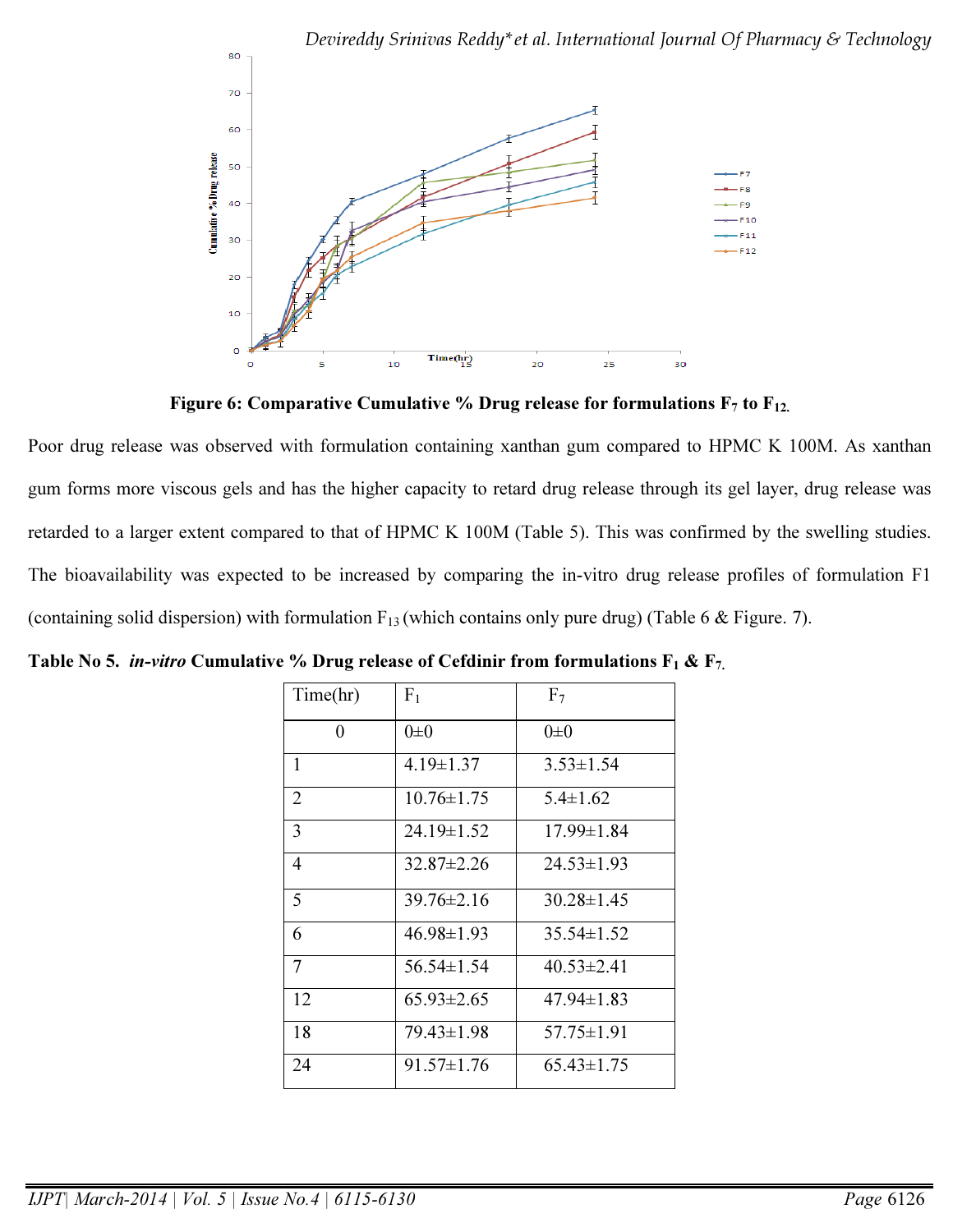**Figure 6: Comparative Cumulative % Drug release for formulations $F_7$ to $F_{12}$.**

Poor drug release was observed with formulation containing xanthan gum compared to HPMC K 100M. As xanthan gum forms more viscous gels and has the higher capacity to retard drug release through its gel layer, drug release was retarded to a larger extent compared to that of HPMC K 100M (Table 5). This was confirmed by the swelling studies. The bioavailability was expected to be increased by comparing the in-vitro drug release profiles of formulation F1 (containing solid dispersion) with formulation $F_{13}$ (which contains only pure drug) (Table 6 & Figure. 7).

**Table No 5. *in-vitro* Cumulative % Drug release of Cefdinir from formulations $F_1$ & $F_7$.**

| Time(hr) | $F_1$ | $F_7$ |
|---|---|---|
| 0 | 0±0 | 0±0 |
| 1 | 4.19±1.37 | 3.53±1.54 |
| 2 | 10.76±1.75 | 5.4±1.62 |
| 3 | 24.19±1.52 | 17.99±1.84 |
| 4 | 32.87±2.26 | 24.53±1.93 |
| 5 | 39.76±2.16 | 30.28±1.45 |
| 6 | 46.98±1.93 | 35.54±1.52 |
| 7 | 56.54±1.54 | 40.53±2.41 |
| 12 | 65.93±2.65 | 47.94±1.83 |
| 18 | 79.43±1.98 | 57.75±1.91 |
| 24 | 91.57±1.76 | 65.43±1.75 |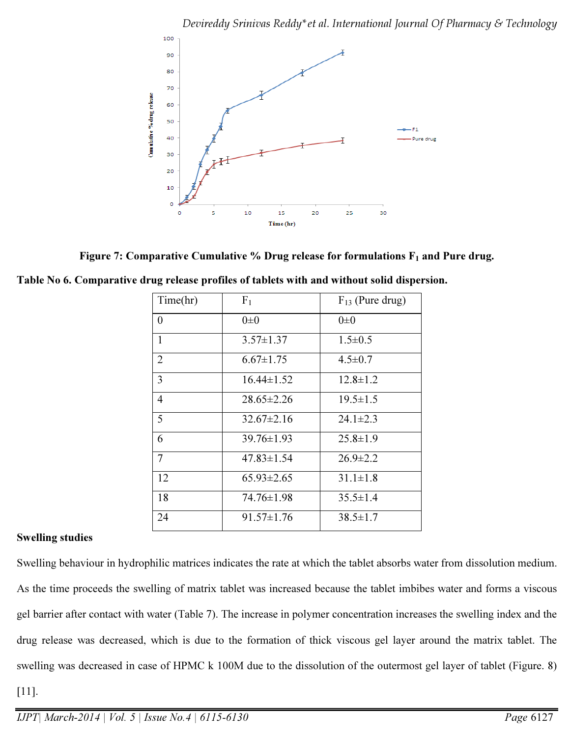Figure 7: Comparative Cumulative % Drug release for formulations $F_1$ and Pure drug.

**Table No 6. Comparative drug release profiles of tablets with and without solid dispersion.**

| Time(hr) | $F_1$ | $F_{13}$ (Pure drug) |
|---|---|---|
| 0 | 0±0 | 0±0 |
| 1 | 3.57±1.37 | 1.5±0.5 |
| 2 | 6.67±1.75 | 4.5±0.7 |
| 3 | 16.44±1.52 | 12.8±1.2 |
| 4 | 28.65±2.26 | 19.5±1.5 |
| 5 | 32.67±2.16 | 24.1±2.3 |
| 6 | 39.76±1.93 | 25.8±1.9 |
| 7 | 47.83±1.54 | 26.9±2.2 |
| 12 | 65.93±2.65 | 31.1±1.8 |
| 18 | 74.76±1.98 | 35.5±1.4 |
| 24 | 91.57±1.76 | 38.5±1.7 |

**Swelling studies**

Swelling behaviour in hydrophilic matrices indicates the rate at which the tablet absorbs water from dissolution medium. As the time proceeds the swelling of matrix tablet was increased because the tablet imbibes water and forms a viscous gel barrier after contact with water (Table 7). The increase in polymer concentration increases the swelling index and the drug release was decreased, which is due to the formation of thick viscous gel layer around the matrix tablet. The swelling was decreased in case of HPMC k 100M due to the dissolution of the outermost gel layer of tablet (Figure. 8) [11].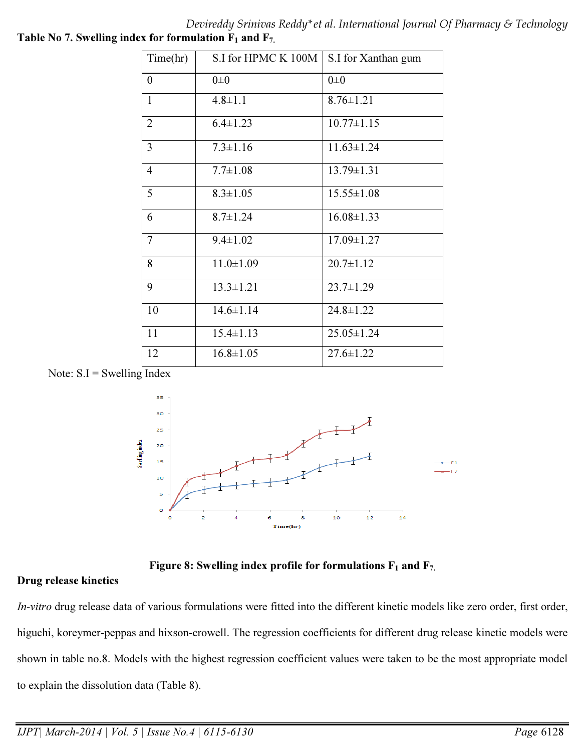**Table No 7. Swelling index for formulation $F_1$ and $F_7$.**

| Time(hr) | S.I for HPMC K 100M | S.I for Xanthan gum |
|---|---|---|
| 0 | 0±0 | 0±0 |
| 1 | 4.8±1.1 | 8.76±1.21 |
| 2 | 6.4±1.23 | 10.77±1.15 |
| 3 | 7.3±1.16 | 11.63±1.24 |
| 4 | 7.7±1.08 | 13.79±1.31 |
| 5 | 8.3±1.05 | 15.55±1.08 |
| 6 | 8.7±1.24 | 16.08±1.33 |
| 7 | 9.4±1.02 | 17.09±1.27 |
| 8 | 11.0±1.09 | 20.7±1.12 |
| 9 | 13.3±1.21 | 23.7±1.29 |
| 10 | 14.6±1.14 | 24.8±1.22 |
| 11 | 15.4±1.13 | 25.05±1.24 |
| 12 | 16.8±1.05 | 27.6±1.22 |

Note: S.I = Swelling Index

**Figure 8: Swelling index profile for formulations $F_1$ and $F_7$.**

**Drug release kinetics**

*In-vitro* drug release data of various formulations were fitted into the different kinetic models like zero order, first order, higuchi, koreymer-peppas and hixson-crowell. The regression coefficients for different drug release kinetic models were shown in table no.8. Models with the highest regression coefficient values were taken to be the most appropriate model to explain the dissolution data (Table 8).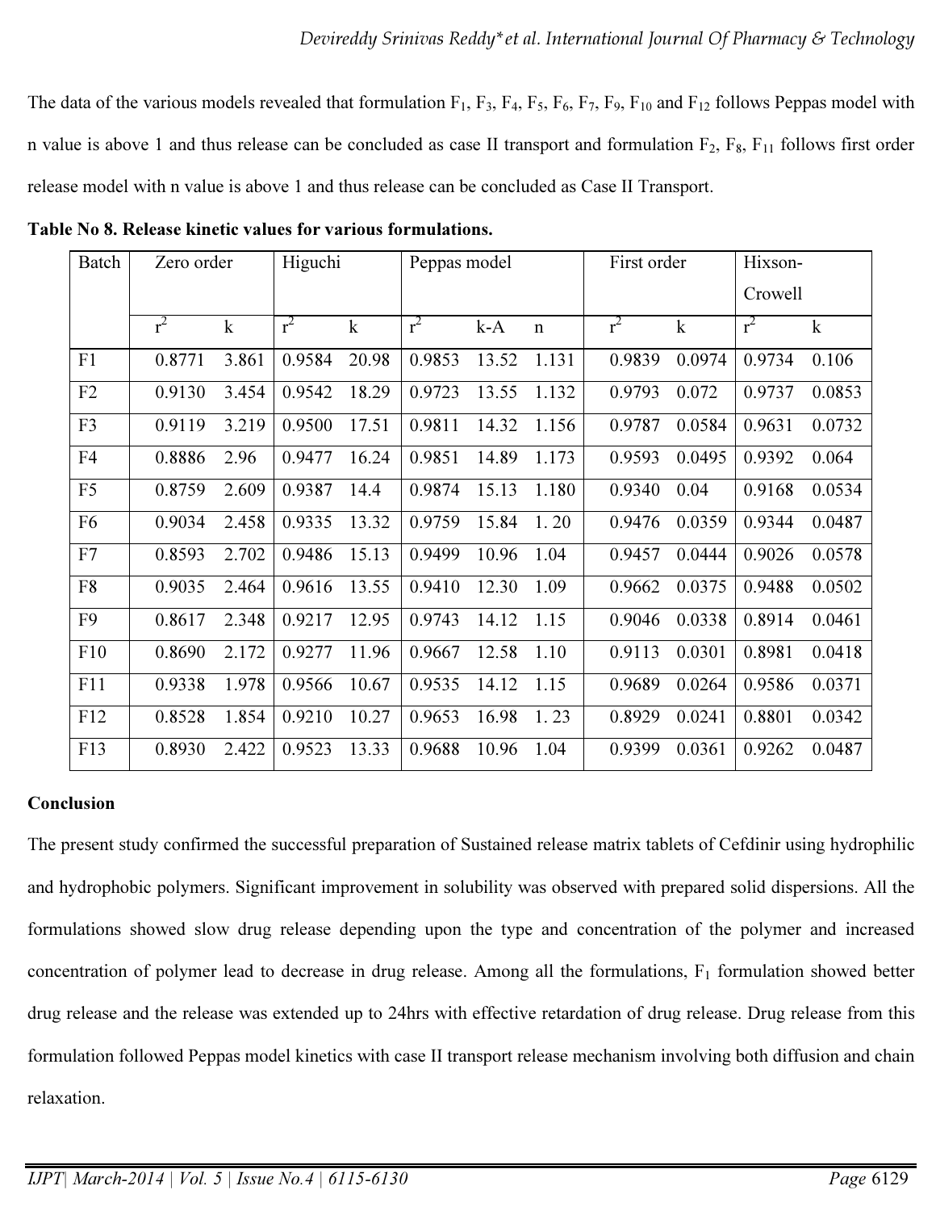The data of the various models revealed that formulation $F_1$, $F_3$, $F_4$, $F_5$, $F_6$, $F_7$, $F_9$, $F_{10}$ and $F_{12}$ follows Peppas model with n value is above 1 and thus release can be concluded as case II transport and formulation $F_2$, $F_8$, $F_{11}$ follows first order release model with n value is above 1 and thus release can be concluded as Case II Transport.

**Table No 8. Release kinetic values for various formulations.**

| Batch | Zero order | | Higuchi | | Peppas model | | | First order | | Hixson-Crowell | |
|---|---|---|---|---|---|---|---|---|---|---|---|
| | $r^2$ | k | $r^2$ | k | $r^2$ | k-A | n | $r^2$ | k | $r^2$ | k |
| F1 | 0.8771 | 3.861 | 0.9584 | 20.98 | 0.9853 | 13.52 | 1.131 | 0.9839 | 0.0974 | 0.9734 | 0.106 |
| F2 | 0.9130 | 3.454 | 0.9542 | 18.29 | 0.9723 | 13.55 | 1.132 | 0.9793 | 0.072 | 0.9737 | 0.0853 |
| F3 | 0.9119 | 3.219 | 0.9500 | 17.51 | 0.9811 | 14.32 | 1.156 | 0.9787 | 0.0584 | 0.9631 | 0.0732 |
| F4 | 0.8886 | 2.96 | 0.9477 | 16.24 | 0.9851 | 14.89 | 1.173 | 0.9593 | 0.0495 | 0.9392 | 0.064 |
| F5 | 0.8759 | 2.609 | 0.9387 | 14.4 | 0.9874 | 15.13 | 1.180 | 0.9340 | 0.04 | 0.9168 | 0.0534 |
| F6 | 0.9034 | 2.458 | 0.9335 | 13.32 | 0.9759 | 15.84 | 1. 20 | 0.9476 | 0.0359 | 0.9344 | 0.0487 |
| F7 | 0.8593 | 2.702 | 0.9486 | 15.13 | 0.9499 | 10.96 | 1.04 | 0.9457 | 0.0444 | 0.9026 | 0.0578 |
| F8 | 0.9035 | 2.464 | 0.9616 | 13.55 | 0.9410 | 12.30 | 1.09 | 0.9662 | 0.0375 | 0.9488 | 0.0502 |
| F9 | 0.8617 | 2.348 | 0.9217 | 12.95 | 0.9743 | 14.12 | 1.15 | 0.9046 | 0.0338 | 0.8914 | 0.0461 |
| F10 | 0.8690 | 2.172 | 0.9277 | 11.96 | 0.9667 | 12.58 | 1.10 | 0.9113 | 0.0301 | 0.8981 | 0.0418 |
| F11 | 0.9338 | 1.978 | 0.9566 | 10.67 | 0.9535 | 14.12 | 1.15 | 0.9689 | 0.0264 | 0.9586 | 0.0371 |
| F12 | 0.8528 | 1.854 | 0.9210 | 10.27 | 0.9653 | 16.98 | 1. 23 | 0.8929 | 0.0241 | 0.8801 | 0.0342 |
| F13 | 0.8930 | 2.422 | 0.9523 | 13.33 | 0.9688 | 10.96 | 1.04 | 0.9399 | 0.0361 | 0.9262 | 0.0487 |

## Conclusion

The present study confirmed the successful preparation of Sustained release matrix tablets of Cefdinir using hydrophilic and hydrophobic polymers. Significant improvement in solubility was observed with prepared solid dispersions. All the formulations showed slow drug release depending upon the type and concentration of the polymer and increased concentration of polymer lead to decrease in drug release. Among all the formulations, $F_1$ formulation showed better drug release and the release was extended up to 24hrs with effective retardation of drug release. Drug release from this formulation followed Peppas model kinetics with case II transport release mechanism involving both diffusion and chain relaxation.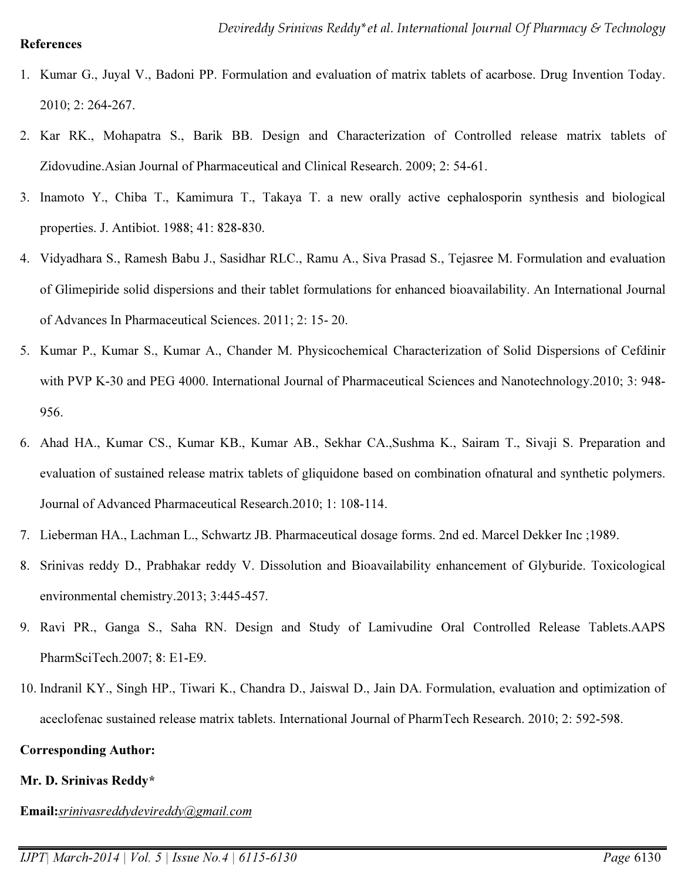**References**

1. Kumar G., Juyal V., Badoni PP. Formulation and evaluation of matrix tablets of acarbose. Drug Invention Today. 2010; 2: 264-267.
2. Kar RK., Mohapatra S., Barik BB. Design and Characterization of Controlled release matrix tablets of Zidovudine.Asian Journal of Pharmaceutical and Clinical Research. 2009; 2: 54-61.
3. Inamoto Y., Chiba T., Kamimura T., Takaya T. a new orally active cephalosporin synthesis and biological properties. J. Antibiot. 1988; 41: 828-830.
4. Vidyadhara S., Ramesh Babu J., Sasidhar RLC., Ramu A., Siva Prasad S., Tejasree M. Formulation and evaluation of Glimepiride solid dispersions and their tablet formulations for enhanced bioavailability. An International Journal of Advances In Pharmaceutical Sciences. 2011; 2: 15- 20.
5. Kumar P., Kumar S., Kumar A., Chander M. Physicochemical Characterization of Solid Dispersions of Cefdinir with PVP K-30 and PEG 4000. International Journal of Pharmaceutical Sciences and Nanotechnology.2010; 3: 948-956.
6. Ahad HA., Kumar CS., Kumar KB., Kumar AB., Sekhar CA.,Sushma K., Sairam T., Sivaji S. Preparation and evaluation of sustained release matrix tablets of gliquidone based on combination ofnatural and synthetic polymers. Journal of Advanced Pharmaceutical Research.2010; 1: 108-114.
7. Lieberman HA., Lachman L., Schwartz JB. Pharmaceutical dosage forms. 2nd ed. Marcel Dekker Inc ;1989.
8. Srinivas reddy D., Prabhakar reddy V. Dissolution and Bioavailability enhancement of Glyburide. Toxicological environmental chemistry.2013; 3:445-457.
9. Ravi PR., Ganga S., Saha RN. Design and Study of Lamivudine Oral Controlled Release Tablets.AAPS PharmSciTech.2007; 8: E1-E9.
10. Indranil KY., Singh HP., Tiwari K., Chandra D., Jaiswal D., Jain DA. Formulation, evaluation and optimization of aceclofenac sustained release matrix tablets. International Journal of PharmTech Research. 2010; 2: 592-598.

**Corresponding Author:**

**Mr. D. Srinivas Reddy***

**Email:**srinivasreddydevireddy@gmail.com